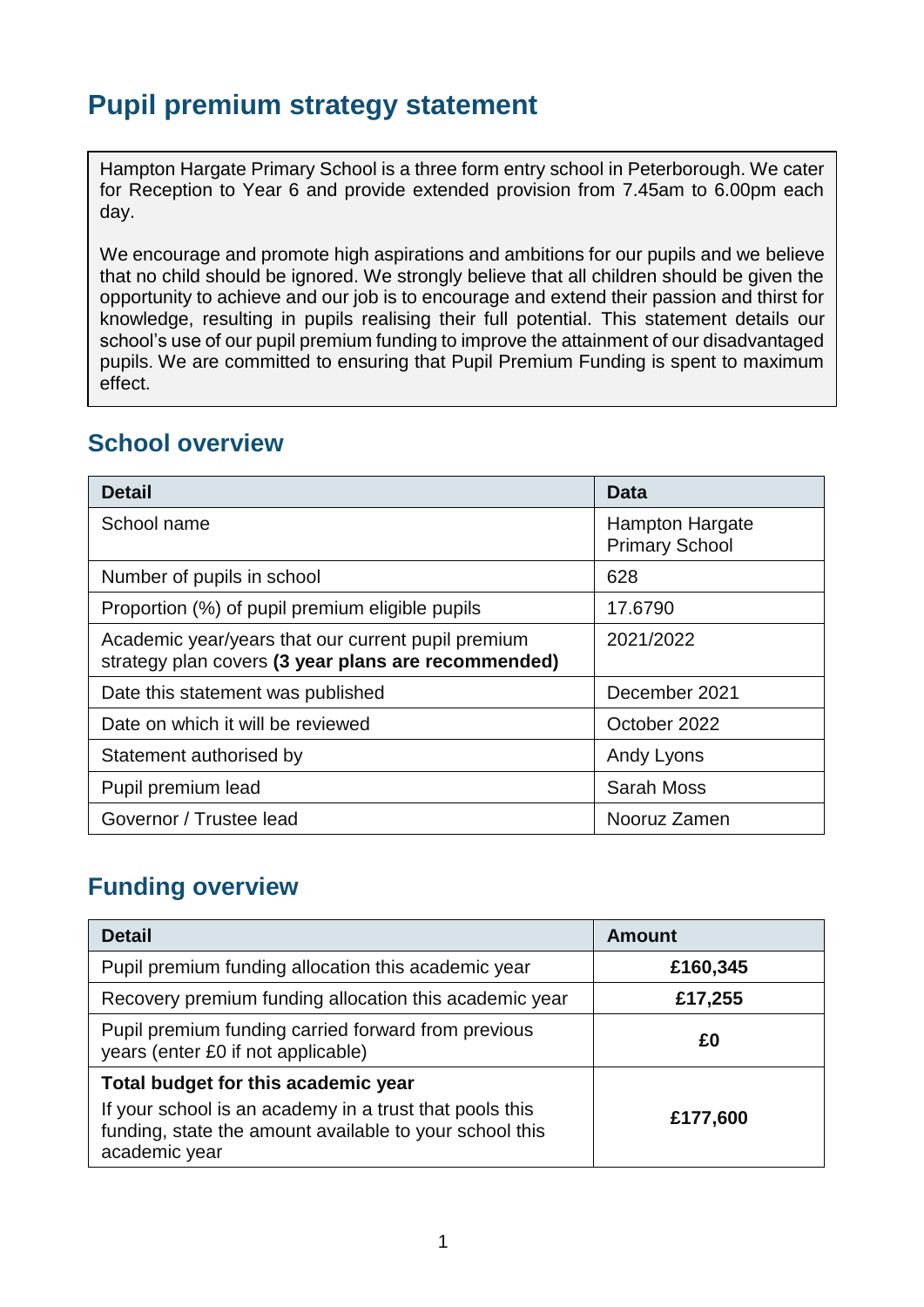# Pupil premium strategy statement

Hampton Hargate Primary School is a three form entry school in Peterborough. We cater for Reception to Year 6 and provide extended provision from 7.45am to 6.00pm each day.

We encourage and promote high aspirations and ambitions for our pupils and we believe that no child should be ignored. We strongly believe that all children should be given the opportunity to achieve and our job is to encourage and extend their passion and thirst for knowledge, resulting in pupils realising their full potential. This statement details our school's use of our pupil premium funding to improve the attainment of our disadvantaged pupils. We are committed to ensuring that Pupil Premium Funding is spent to maximum effect.

## School overview

| Detail | Data |
|---|---|
| School name | Hampton Hargate Primary School |
| Number of pupils in school | 628 |
| Proportion (%) of pupil premium eligible pupils | 17.6790 |
| Academic year/years that our current pupil premium strategy plan covers **(3 year plans are recommended)** | 2021/2022 |
| Date this statement was published | December 2021 |
| Date on which it will be reviewed | October 2022 |
| Statement authorised by | Andy Lyons |
| Pupil premium lead | Sarah Moss |
| Governor / Trustee lead | Nooruz Zamen |

## Funding overview

| Detail | Amount |
|---|---|
| Pupil premium funding allocation this academic year | **£160,345** |
| Recovery premium funding allocation this academic year | **£17,255** |
| Pupil premium funding carried forward from previous years (enter £0 if not applicable) | **£0** |
| **Total budget for this academic year** If your school is an academy in a trust that pools this funding, state the amount available to your school this academic year | **£177,600** |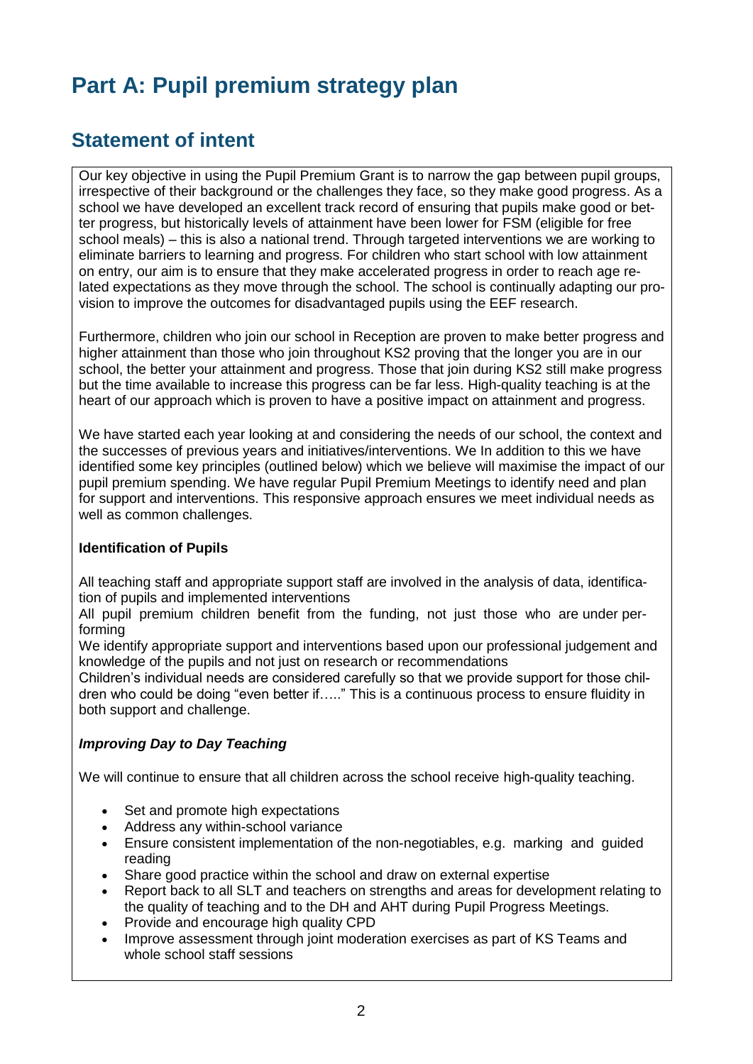# Part A: Pupil premium strategy plan

## Statement of intent

Our key objective in using the Pupil Premium Grant is to narrow the gap between pupil groups, irrespective of their background or the challenges they face, so they make good progress. As a school we have developed an excellent track record of ensuring that pupils make good or better progress, but historically levels of attainment have been lower for FSM (eligible for free school meals) – this is also a national trend. Through targeted interventions we are working to eliminate barriers to learning and progress. For children who start school with low attainment on entry, our aim is to ensure that they make accelerated progress in order to reach age related expectations as they move through the school. The school is continually adapting our provision to improve the outcomes for disadvantaged pupils using the EEF research.

Furthermore, children who join our school in Reception are proven to make better progress and higher attainment than those who join throughout KS2 proving that the longer you are in our school, the better your attainment and progress. Those that join during KS2 still make progress but the time available to increase this progress can be far less. High-quality teaching is at the heart of our approach which is proven to have a positive impact on attainment and progress.

We have started each year looking at and considering the needs of our school, the context and the successes of previous years and initiatives/interventions. We In addition to this we have identified some key principles (outlined below) which we believe will maximise the impact of our pupil premium spending. We have regular Pupil Premium Meetings to identify need and plan for support and interventions. This responsive approach ensures we meet individual needs as well as common challenges.

**Identification of Pupils**

All teaching staff and appropriate support staff are involved in the analysis of data, identification of pupils and implemented interventions

All pupil premium children benefit from the funding, not just those who are under performing

We identify appropriate support and interventions based upon our professional judgement and knowledge of the pupils and not just on research or recommendations

Children's individual needs are considered carefully so that we provide support for those children who could be doing "even better if….." This is a continuous process to ensure fluidity in both support and challenge.

***Improving Day to Day Teaching***

We will continue to ensure that all children across the school receive high-quality teaching.

- Set and promote high expectations
- Address any within-school variance
- Ensure consistent implementation of the non-negotiables, e.g. marking and guided reading
- Share good practice within the school and draw on external expertise
- Report back to all SLT and teachers on strengths and areas for development relating to the quality of teaching and to the DH and AHT during Pupil Progress Meetings.
- Provide and encourage high quality CPD
- Improve assessment through joint moderation exercises as part of KS Teams and whole school staff sessions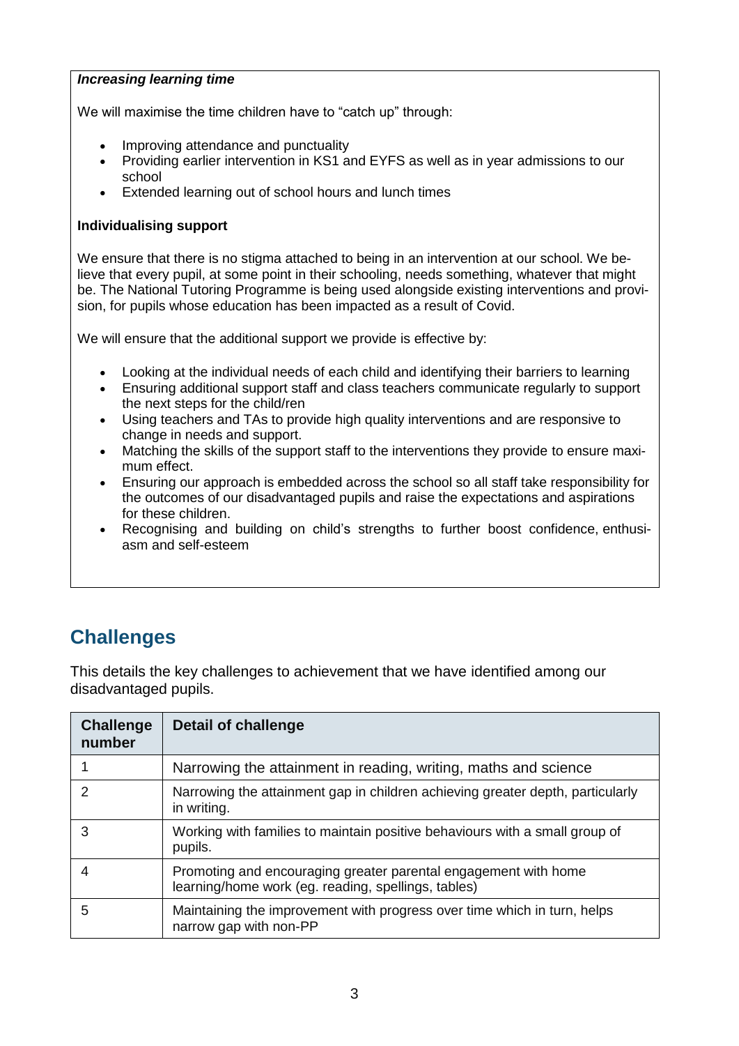***Increasing learning time***

We will maximise the time children have to "catch up" through:

- Improving attendance and punctuality
- Providing earlier intervention in KS1 and EYFS as well as in year admissions to our school
- Extended learning out of school hours and lunch times

**Individualising support**

We ensure that there is no stigma attached to being in an intervention at our school. We believe that every pupil, at some point in their schooling, needs something, whatever that might be. The National Tutoring Programme is being used alongside existing interventions and provision, for pupils whose education has been impacted as a result of Covid.

We will ensure that the additional support we provide is effective by:

- Looking at the individual needs of each child and identifying their barriers to learning
- Ensuring additional support staff and class teachers communicate regularly to support the next steps for the child/ren
- Using teachers and TAs to provide high quality interventions and are responsive to change in needs and support.
- Matching the skills of the support staff to the interventions they provide to ensure maximum effect.
- Ensuring our approach is embedded across the school so all staff take responsibility for the outcomes of our disadvantaged pupils and raise the expectations and aspirations for these children.
- Recognising and building on child's strengths to further boost confidence, enthusiasm and self-esteem

## Challenges

This details the key challenges to achievement that we have identified among our disadvantaged pupils.

| Challenge number | Detail of challenge |
|---|---|
| 1 | Narrowing the attainment in reading, writing, maths and science |
| 2 | Narrowing the attainment gap in children achieving greater depth, particularly in writing. |
| 3 | Working with families to maintain positive behaviours with a small group of pupils. |
| 4 | Promoting and encouraging greater parental engagement with home learning/home work (eg. reading, spellings, tables) |
| 5 | Maintaining the improvement with progress over time which in turn, helps narrow gap with non-PP |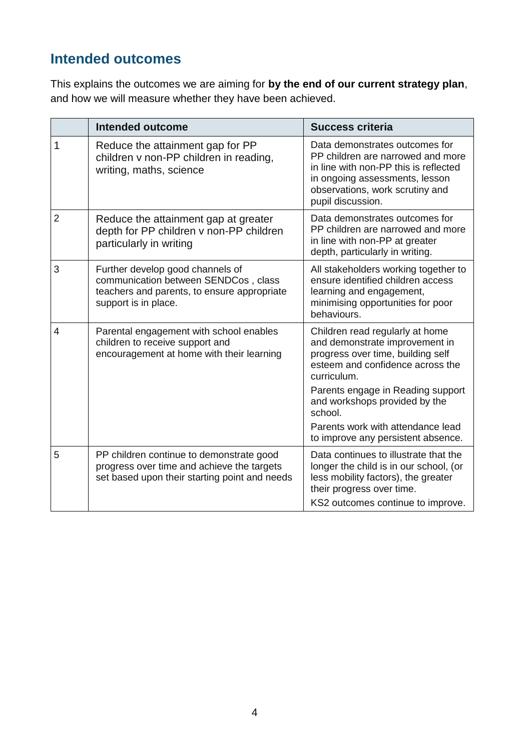## Intended outcomes

This explains the outcomes we are aiming for **by the end of our current strategy plan**, and how we will measure whether they have been achieved.

| | Intended outcome | Success criteria |
|---|---|---|
| 1 | Reduce the attainment gap for PP children v non-PP children in reading, writing, maths, science | Data demonstrates outcomes for PP children are narrowed and more in line with non-PP this is reflected in ongoing assessments, lesson observations, work scrutiny and pupil discussion. |
| 2 | Reduce the attainment gap at greater depth for PP children v non-PP children particularly in writing | Data demonstrates outcomes for PP children are narrowed and more in line with non-PP at greater depth, particularly in writing. |
| 3 | Further develop good channels of communication between SENDCos , class teachers and parents, to ensure appropriate support is in place. | All stakeholders working together to ensure identified children access learning and engagement, minimising opportunities for poor behaviours. |
| 4 | Parental engagement with school enables children to receive support and encouragement at home with their learning | Children read regularly at home and demonstrate improvement in progress over time, building self esteem and confidence across the curriculum.<br><br>Parents engage in Reading support and workshops provided by the school.<br><br>Parents work with attendance lead to improve any persistent absence. |
| 5 | PP children continue to demonstrate good progress over time and achieve the targets set based upon their starting point and needs | Data continues to illustrate that the longer the child is in our school, (or less mobility factors), the greater their progress over time.<br><br>KS2 outcomes continue to improve. |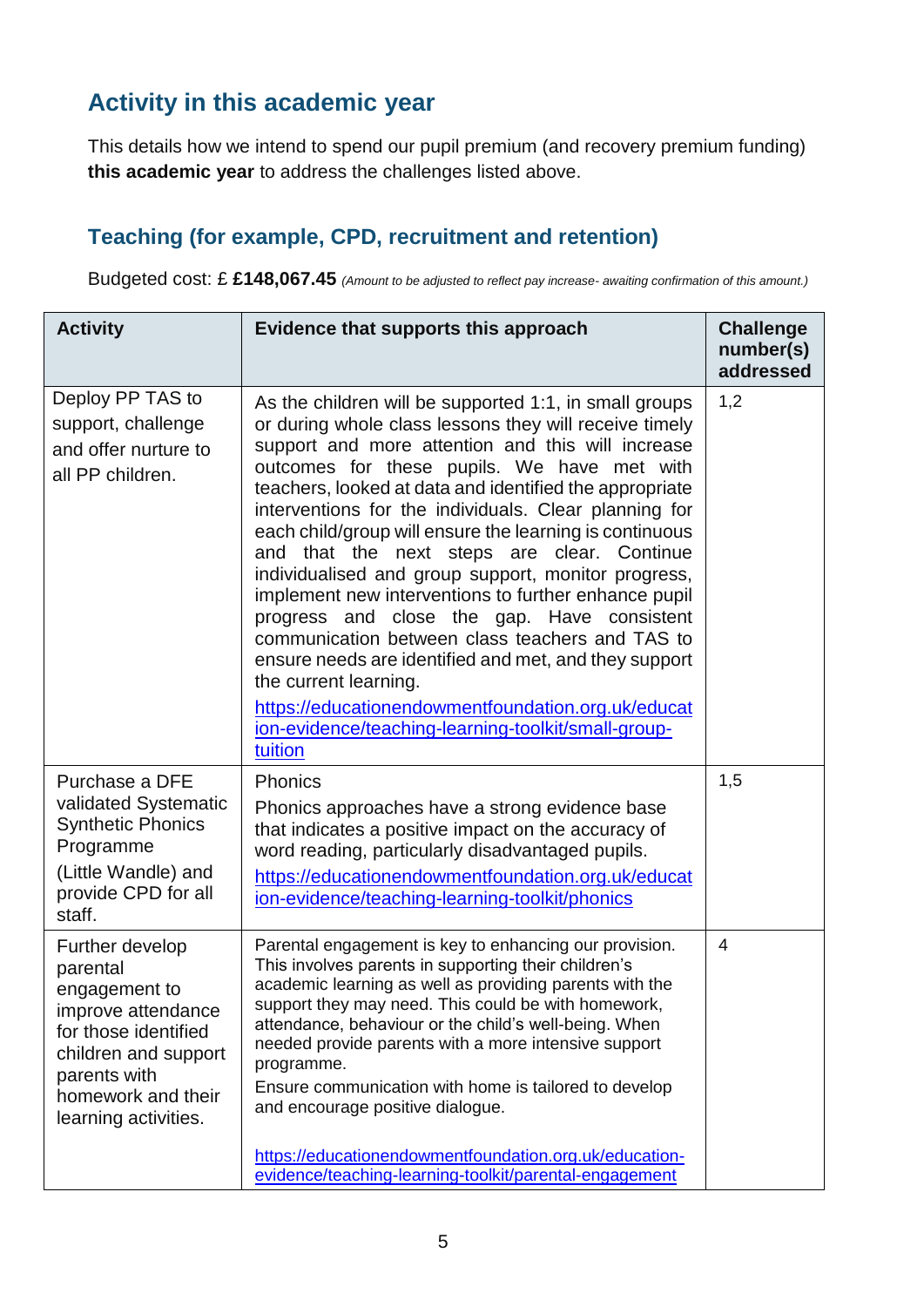## Activity in this academic year

This details how we intend to spend our pupil premium (and recovery premium funding) **this academic year** to address the challenges listed above.

### Teaching (for example, CPD, recruitment and retention)

Budgeted cost: £ **£148,067.45** *(Amount to be adjusted to reflect pay increase- awaiting confirmation of this amount.)*

| Activity | Evidence that supports this approach | Challenge number(s) addressed |
|---|---|---|
| Deploy PP TAS to support, challenge and offer nurture to all PP children. | As the children will be supported 1:1, in small groups or during whole class lessons they will receive timely support and more attention and this will increase outcomes for these pupils. We have met with teachers, looked at data and identified the appropriate interventions for the individuals. Clear planning for each child/group will ensure the learning is continuous and that the next steps are clear. Continue individualised and group support, monitor progress, implement new interventions to further enhance pupil progress and close the gap. Have consistent communication between class teachers and TAS to ensure needs are identified and met, and they support the current learning. https://educationendowmentfoundation.org.uk/education-evidence/teaching-learning-toolkit/small-group-tuition | 1,2 |
| Purchase a DFE validated Systematic Synthetic Phonics Programme (Little Wandle) and provide CPD for all staff. | Phonics<br>Phonics approaches have a strong evidence base that indicates a positive impact on the accuracy of word reading, particularly disadvantaged pupils. https://educationendowmentfoundation.org.uk/education-evidence/teaching-learning-toolkit/phonics | 1,5 |
| Further develop parental engagement to improve attendance for those identified children and support parents with homework and their learning activities. | Parental engagement is key to enhancing our provision. This involves parents in supporting their children's academic learning as well as providing parents with the support they may need. This could be with homework, attendance, behaviour or the child's well-being. When needed provide parents with a more intensive support programme.<br>Ensure communication with home is tailored to develop and encourage positive dialogue.<br><br>https://educationendowmentfoundation.org.uk/education-evidence/teaching-learning-toolkit/parental-engagement | 4 |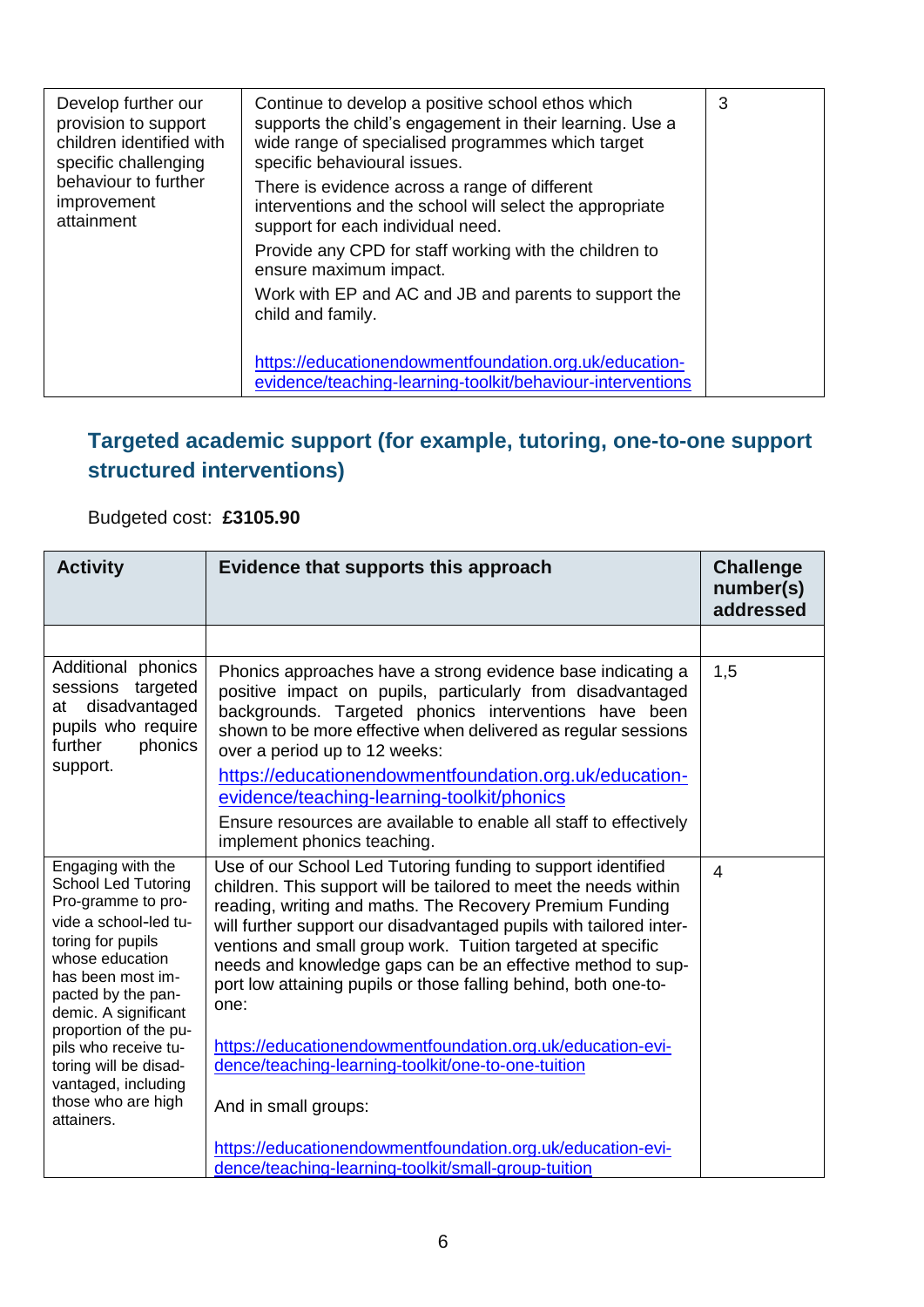| | | |
|---|---|---|
| Develop further our provision to support children identified with specific challenging behaviour to further improvement attainment | Continue to develop a positive school ethos which supports the child's engagement in their learning. Use a wide range of specialised programmes which target specific behavioural issues.<br><br>There is evidence across a range of different interventions and the school will select the appropriate support for each individual need.<br><br>Provide any CPD for staff working with the children to ensure maximum impact.<br><br>Work with EP and AC and JB and parents to support the child and family.<br><br>https://educationendowmentfoundation.org.uk/education-evidence/teaching-learning-toolkit/behaviour-interventions | 3 |

## Targeted academic support (for example, tutoring, one-to-one support structured interventions)

Budgeted cost: **£3105.90**

| Activity | Evidence that supports this approach | Challenge number(s) addressed |
|---|---|---|
| | | |
| Additional phonics sessions targeted at disadvantaged pupils who require further phonics support. | Phonics approaches have a strong evidence base indicating a positive impact on pupils, particularly from disadvantaged backgrounds. Targeted phonics interventions have been shown to be more effective when delivered as regular sessions over a period up to 12 weeks:<br><br>https://educationendowmentfoundation.org.uk/education-evidence/teaching-learning-toolkit/phonics<br><br>Ensure resources are available to enable all staff to effectively implement phonics teaching. | 1,5 |
| Engaging with the School Led Tutoring Pro-gramme to pro-vide a school-led tu-toring for pupils whose education has been most im-pacted by the pan-demic. A significant proportion of the pu-pils who receive tu-toring will be disad-vantaged, including those who are high attainers. | Use of our School Led Tutoring funding to support identified children. This support will be tailored to meet the needs within reading, writing and maths. The Recovery Premium Funding will further support our disadvantaged pupils with tailored inter-ventions and small group work. Tuition targeted at specific needs and knowledge gaps can be an effective method to sup-port low attaining pupils or those falling behind, both one-to-one:<br><br>https://educationendowmentfoundation.org.uk/education-evidence/teaching-learning-toolkit/one-to-one-tuition<br><br>And in small groups:<br><br>https://educationendowmentfoundation.org.uk/education-evidence/teaching-learning-toolkit/small-group-tuition | 4 |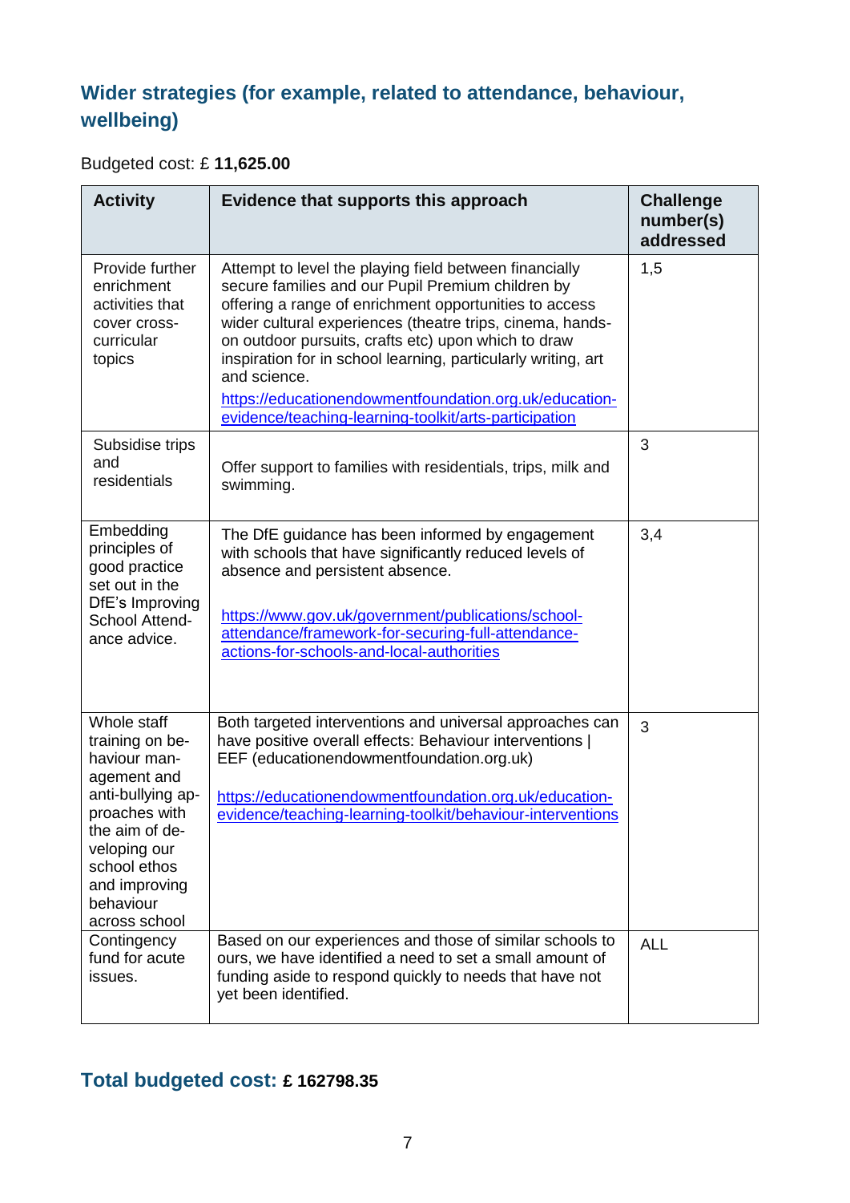## Wider strategies (for example, related to attendance, behaviour, wellbeing)

Budgeted cost: £ **11,625.00**

| Activity | Evidence that supports this approach | Challenge number(s) addressed |
|---|---|---|
| Provide further enrichment activities that cover cross-curricular topics | Attempt to level the playing field between financially secure families and our Pupil Premium children by offering a range of enrichment opportunities to access wider cultural experiences (theatre trips, cinema, hands-on outdoor pursuits, crafts etc) upon which to draw inspiration for in school learning, particularly writing, art and science. https://educationendowmentfoundation.org.uk/education-evidence/teaching-learning-toolkit/arts-participation | 1,5 |
| Subsidise trips and residentials | Offer support to families with residentials, trips, milk and swimming. | 3 |
| Embedding principles of good practice set out in the DfE's Improving School Attendance advice. | The DfE guidance has been informed by engagement with schools that have significantly reduced levels of absence and persistent absence. https://www.gov.uk/government/publications/school-attendance/framework-for-securing-full-attendance-actions-for-schools-and-local-authorities | 3,4 |
| Whole staff training on behaviour management and anti-bullying approaches with the aim of developing our school ethos and improving behaviour across school | Both targeted interventions and universal approaches can have positive overall effects: Behaviour interventions \| EEF (educationendowmentfoundation.org.uk) https://educationendowmentfoundation.org.uk/education-evidence/teaching-learning-toolkit/behaviour-interventions | 3 |
| Contingency fund for acute issues. | Based on our experiences and those of similar schools to ours, we have identified a need to set a small amount of funding aside to respond quickly to needs that have not yet been identified. | ALL |

## Total budgeted cost: **£ 162798.35**